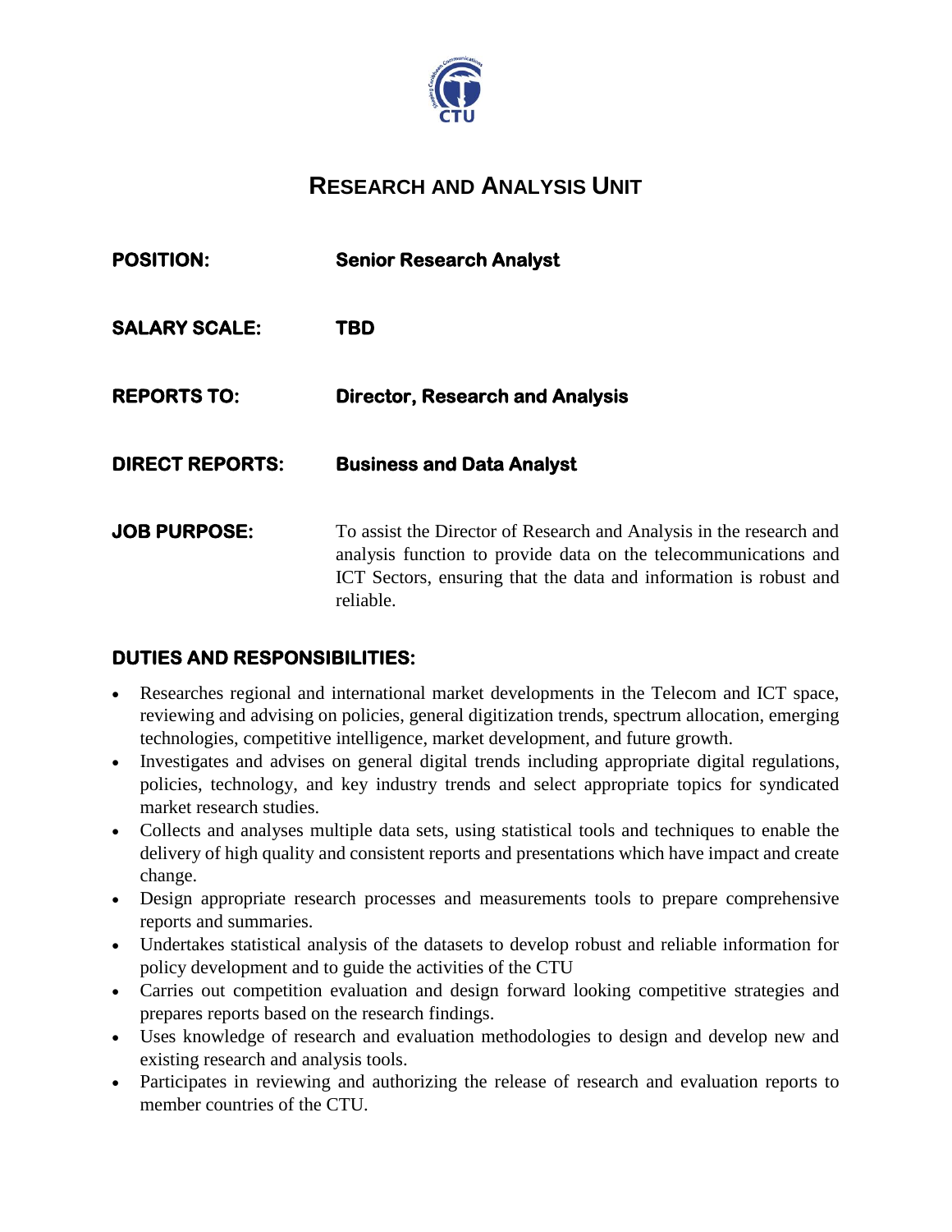# RESEARCH AND ANALYSIS UNIT

**POSITION:** **Senior Research Analyst**

**SALARY SCALE:** **TBD**

**REPORTS TO:** **Director, Research and Analysis**

**DIRECT REPORTS:** **Business and Data Analyst**

**JOB PURPOSE:** To assist the Director of Research and Analysis in the research and analysis function to provide data on the telecommunications and ICT Sectors, ensuring that the data and information is robust and reliable.

## DUTIES AND RESPONSIBILITIES:

- Researches regional and international market developments in the Telecom and ICT space, reviewing and advising on policies, general digitization trends, spectrum allocation, emerging technologies, competitive intelligence, market development, and future growth.
- Investigates and advises on general digital trends including appropriate digital regulations, policies, technology, and key industry trends and select appropriate topics for syndicated market research studies.
- Collects and analyses multiple data sets, using statistical tools and techniques to enable the delivery of high quality and consistent reports and presentations which have impact and create change.
- Design appropriate research processes and measurements tools to prepare comprehensive reports and summaries.
- Undertakes statistical analysis of the datasets to develop robust and reliable information for policy development and to guide the activities of the CTU
- Carries out competition evaluation and design forward looking competitive strategies and prepares reports based on the research findings.
- Uses knowledge of research and evaluation methodologies to design and develop new and existing research and analysis tools.
- Participates in reviewing and authorizing the release of research and evaluation reports to member countries of the CTU.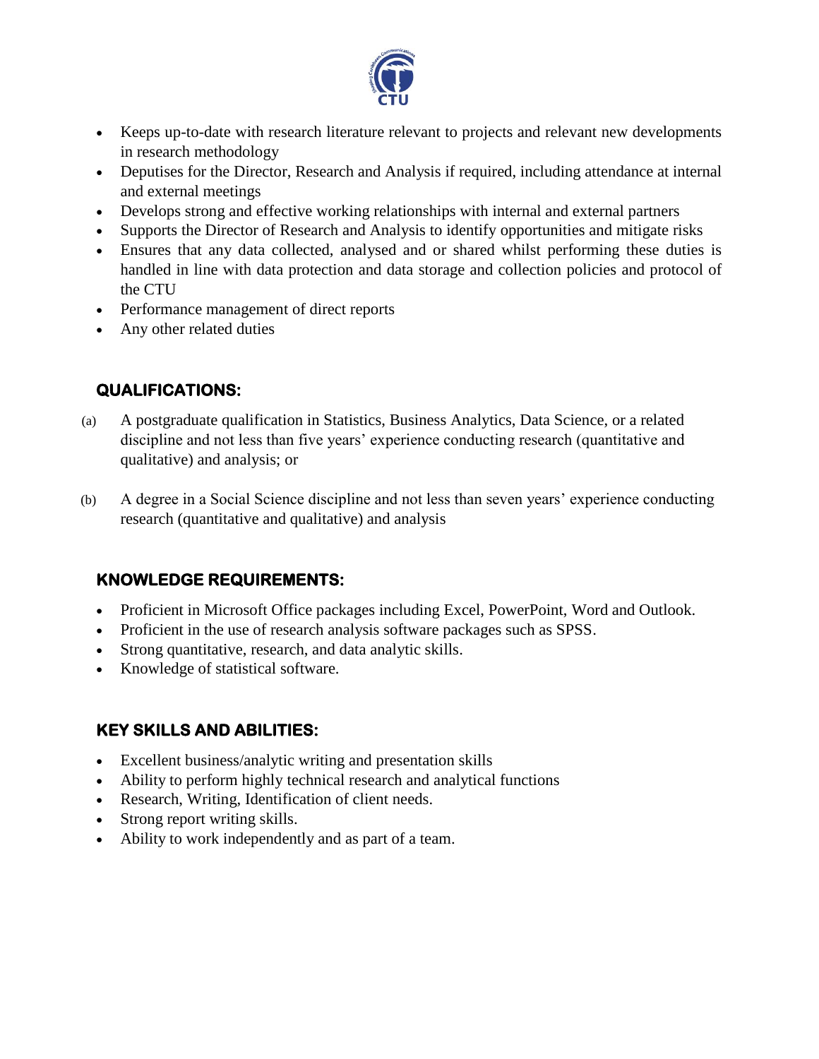- Keeps up-to-date with research literature relevant to projects and relevant new developments in research methodology
- Deputises for the Director, Research and Analysis if required, including attendance at internal and external meetings
- Develops strong and effective working relationships with internal and external partners
- Supports the Director of Research and Analysis to identify opportunities and mitigate risks
- Ensures that any data collected, analysed and or shared whilst performing these duties is handled in line with data protection and data storage and collection policies and protocol of the CTU
- Performance management of direct reports
- Any other related duties

## QUALIFICATIONS:

(a) A postgraduate qualification in Statistics, Business Analytics, Data Science, or a related discipline and not less than five years' experience conducting research (quantitative and qualitative) and analysis; or

(b) A degree in a Social Science discipline and not less than seven years' experience conducting research (quantitative and qualitative) and analysis

## KNOWLEDGE REQUIREMENTS:

- Proficient in Microsoft Office packages including Excel, PowerPoint, Word and Outlook.
- Proficient in the use of research analysis software packages such as SPSS.
- Strong quantitative, research, and data analytic skills.
- Knowledge of statistical software.

## KEY SKILLS AND ABILITIES:

- Excellent business/analytic writing and presentation skills
- Ability to perform highly technical research and analytical functions
- Research, Writing, Identification of client needs.
- Strong report writing skills.
- Ability to work independently and as part of a team.